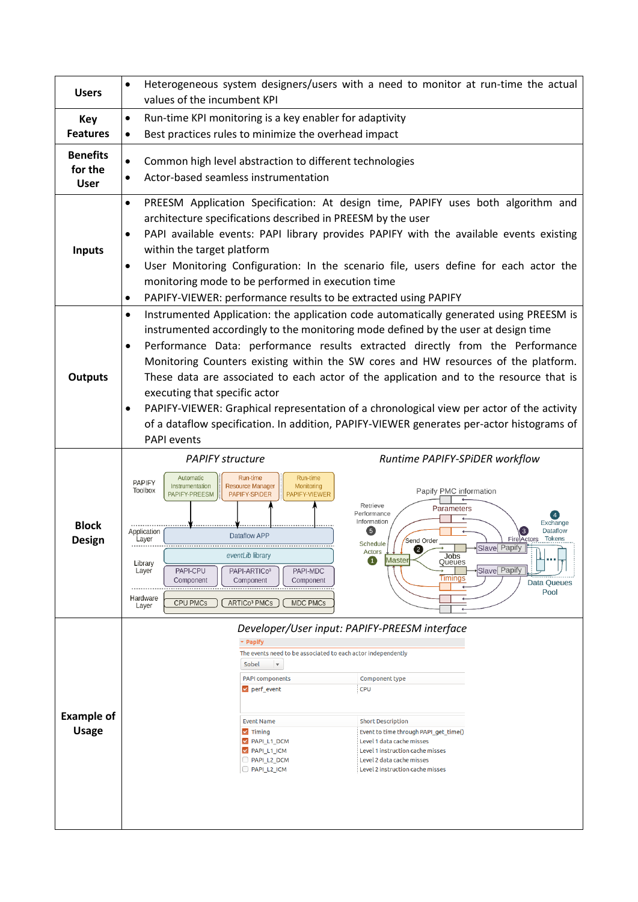| | |
|---|---|
| **Users** | • Heterogeneous system designers/users with a need to monitor at run-time the actual values of the incumbent KPI |
| **Key Features** | • Run-time KPI monitoring is a key enabler for adaptivity<br>• Best practices rules to minimize the overhead impact |
| **Benefits for the User** | • Common high level abstraction to different technologies<br>• Actor-based seamless instrumentation |
| **Inputs** | • PREESM Application Specification: At design time, PAPIFY uses both algorithm and architecture specifications described in PREESM by the user<br>• PAPI available events: PAPI library provides PAPIFY with the available events existing within the target platform<br>• User Monitoring Configuration: In the scenario file, users define for each actor the monitoring mode to be performed in execution time<br>• PAPIFY-VIEWER: performance results to be extracted using PAPIFY |
| **Outputs** | • Instrumented Application: the application code automatically generated using PREESM is instrumented accordingly to the monitoring mode defined by the user at design time<br>• Performance Data: performance results extracted directly from the Performance Monitoring Counters existing within the SW cores and HW resources of the platform. These data are associated to each actor of the application and to the resource that is executing that specific actor<br>• PAPIFY-VIEWER: Graphical representation of a chronological view per actor of the activity of a dataflow specification. In addition, PAPIFY-VIEWER generates per-actor histograms of PAPI events |
| **Block Design** | *PAPIFY structure*<br>PAPIFY Toolbox: Automatic Instrumentation PAPIFY-PREESM; Run-time Resource Manager PAPIFY-SPIDER; Run-time Monitoring PAPIFY-VIEWER<br>Application Layer: Dataflow APP<br>Library Layer: eventLib library; PAPI-CPU Component; PAPI-ARTICo³ Component; PAPI-MDC Component<br>Hardware Layer: CPU PMCs; ARTICo³ PMCs; MDC PMCs<br><br>*Runtime PAPIFY-SPiDER workflow*<br>Papify PMC information; Parameters; Retrieve Performance Information (5); Schedule Actors (1); Master; Send Order (2); Jobs Queues; Timings; Slave Papify; Fire Actors (3); Exchange Dataflow Tokens (4); Data Queues Pool |
| **Example of Usage** | *Developer/User input: PAPIFY-PREESM interface*<br>Papify<br>The events need to be associated to each actor independently<br>Sobel<br><br>PAPI components / Component type<br>☑ perf_event / CPU<br><br>Event Name / Short Description<br>☑ Timing / Event to time through PAPI_get_time()<br>☑ PAPI_L1_DCM / Level 1 data cache misses<br>☑ PAPI_L1_ICM / Level 1 instruction cache misses<br>☐ PAPI_L2_DCM / Level 2 data cache misses<br>☐ PAPI_L2_ICM / Level 2 instruction cache misses |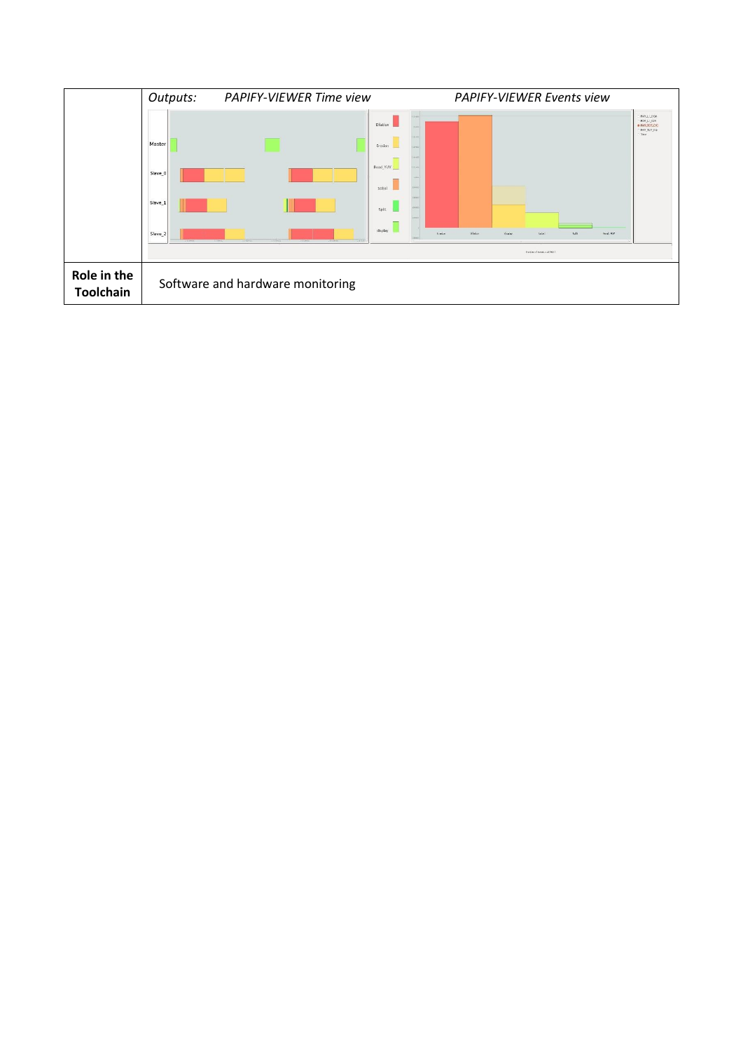| | |
|---|---|
| | *Outputs:* *PAPIFY-VIEWER Time view* *PAPIFY-VIEWER Events view* |
| **Role in the Toolchain** | Software and hardware monitoring |